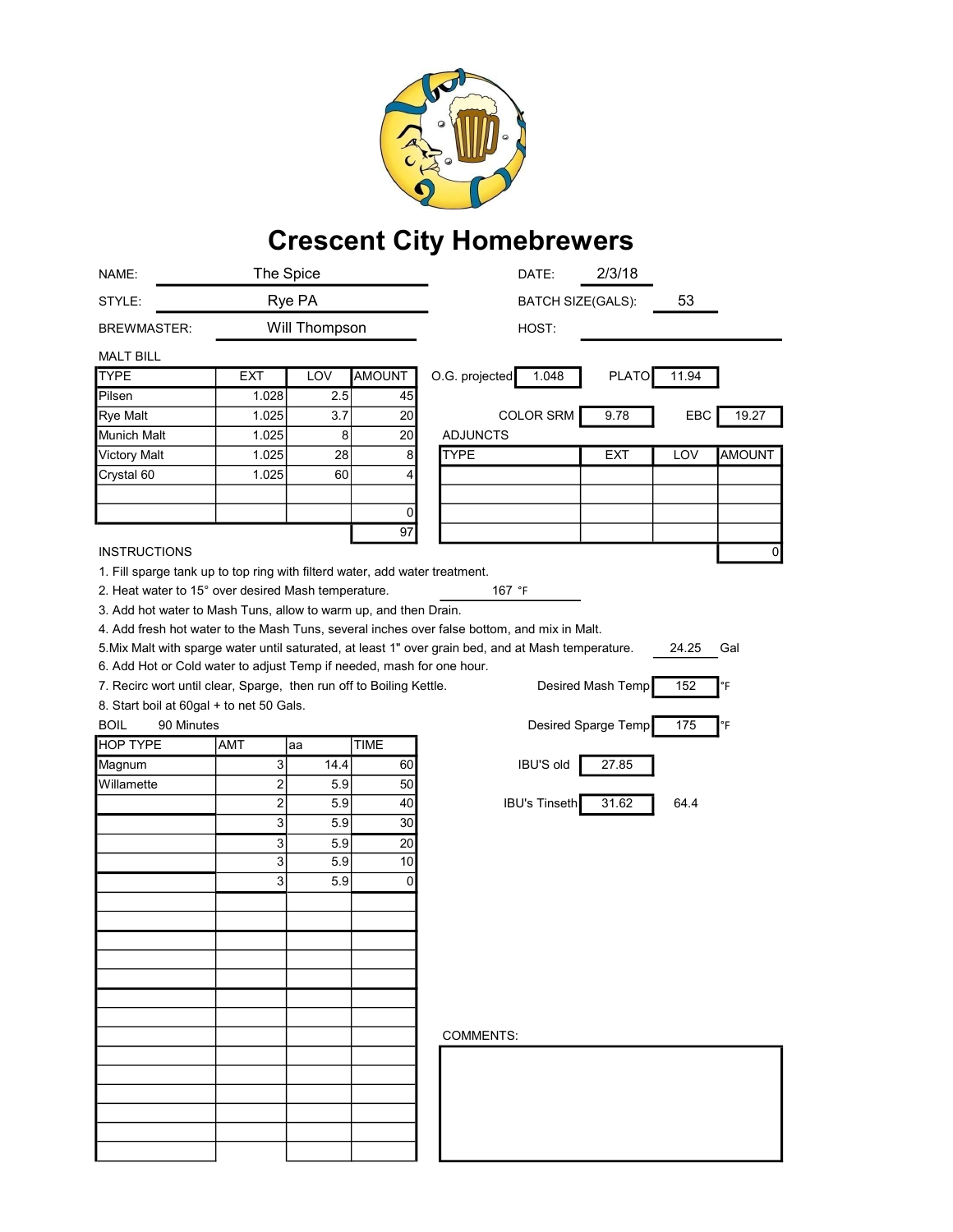# Crescent City Homebrewers

NAME: The Spice

DATE: 2/3/18

STYLE: Rye PA

BATCH SIZE(GALS): 53

BREWMASTER: Will Thompson

HOST:

MALT BILL

| TYPE | EXT | LOV | AMOUNT |
|---|---|---|---|
| Pilsen | 1.028 | 2.5 | 45 |
| Rye Malt | 1.025 | 3.7 | 20 |
| Munich Malt | 1.025 | 8 | 20 |
| Victory Malt | 1.025 | 28 | 8 |
| Crystal 60 | 1.025 | 60 | 4 |
| | | | |
| | | | 0 |
| | | | 97 |

O.G. projected: 1.048

PLATO: 11.94

COLOR SRM: 9.78

EBC: 19.27

ADJUNCTS

| TYPE | EXT | LOV | AMOUNT |
|---|---|---|---|
| | | | |
| | | | |
| | | | |
| | | | |
| | | | 0 |

INSTRUCTIONS

1. Fill sparge tank up to top ring with filterd water, add water treatment.
2. Heat water to 15° over desired Mash temperature. 167 °F
3. Add hot water to Mash Tuns, allow to warm up, and then Drain.
4. Add fresh hot water to the Mash Tuns, several inches over false bottom, and mix in Malt.
5. Mix Malt with sparge water until saturated, at least 1" over grain bed, and at Mash temperature. 24.25 Gal
6. Add Hot or Cold water to adjust Temp if needed, mash for one hour.
7. Recirc wort until clear, Sparge, then run off to Boiling Kettle.
8. Start boil at 60gal + to net 50 Gals.

Desired Mash Temp: 152 °F

Desired Sparge Temp: 175 °F

BOIL 90 Minutes

| HOP TYPE | AMT | aa | TIME |
|---|---|---|---|
| Magnum | 3 | 14.4 | 60 |
| Willamette | 2 | 5.9 | 50 |
| | 2 | 5.9 | 40 |
| | 3 | 5.9 | 30 |
| | 3 | 5.9 | 20 |
| | 3 | 5.9 | 10 |
| | 3 | 5.9 | 0 |

IBU'S old: 27.85

IBU's Tinseth: 31.62 64.4

COMMENTS: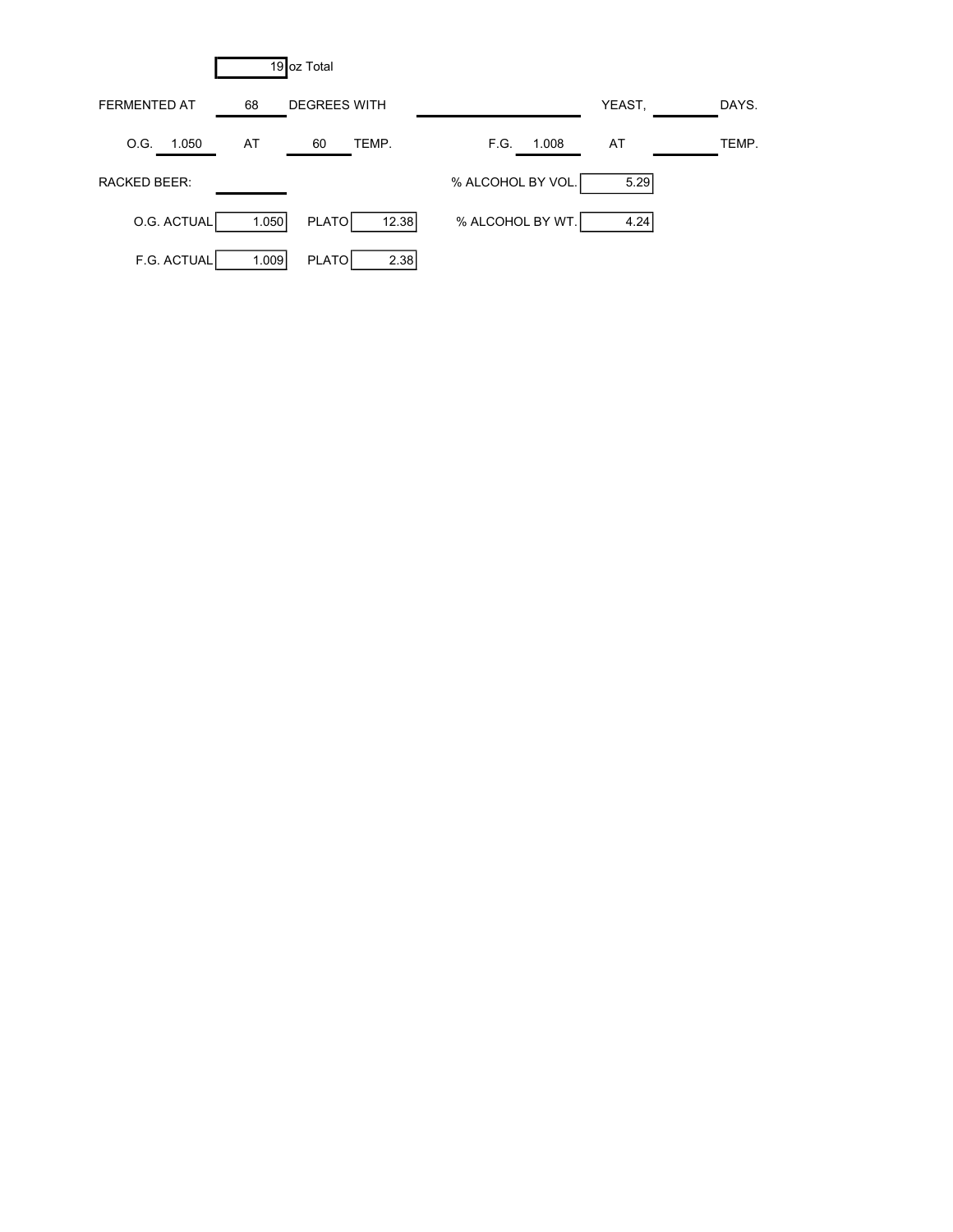| | | | | | | | | | |
|---|---|---|---|---|---|---|---|---|---|
| | 19 | oz Total | | | | | | | |
| FERMENTED AT | 68 | DEGREES WITH | | | | YEAST, | | DAYS. | |
| O.G. 1.050 | AT | 60 | TEMP. | | F.G. 1.008 | AT | | TEMP. | |
| RACKED BEER: | | | | | % ALCOHOL BY VOL. | 5.29 | | | |
| O.G. ACTUAL | 1.050 | PLATO | 12.38 | | % ALCOHOL BY WT. | 4.24 | | | |
| F.G. ACTUAL | 1.009 | PLATO | 2.38 | | | | | | |